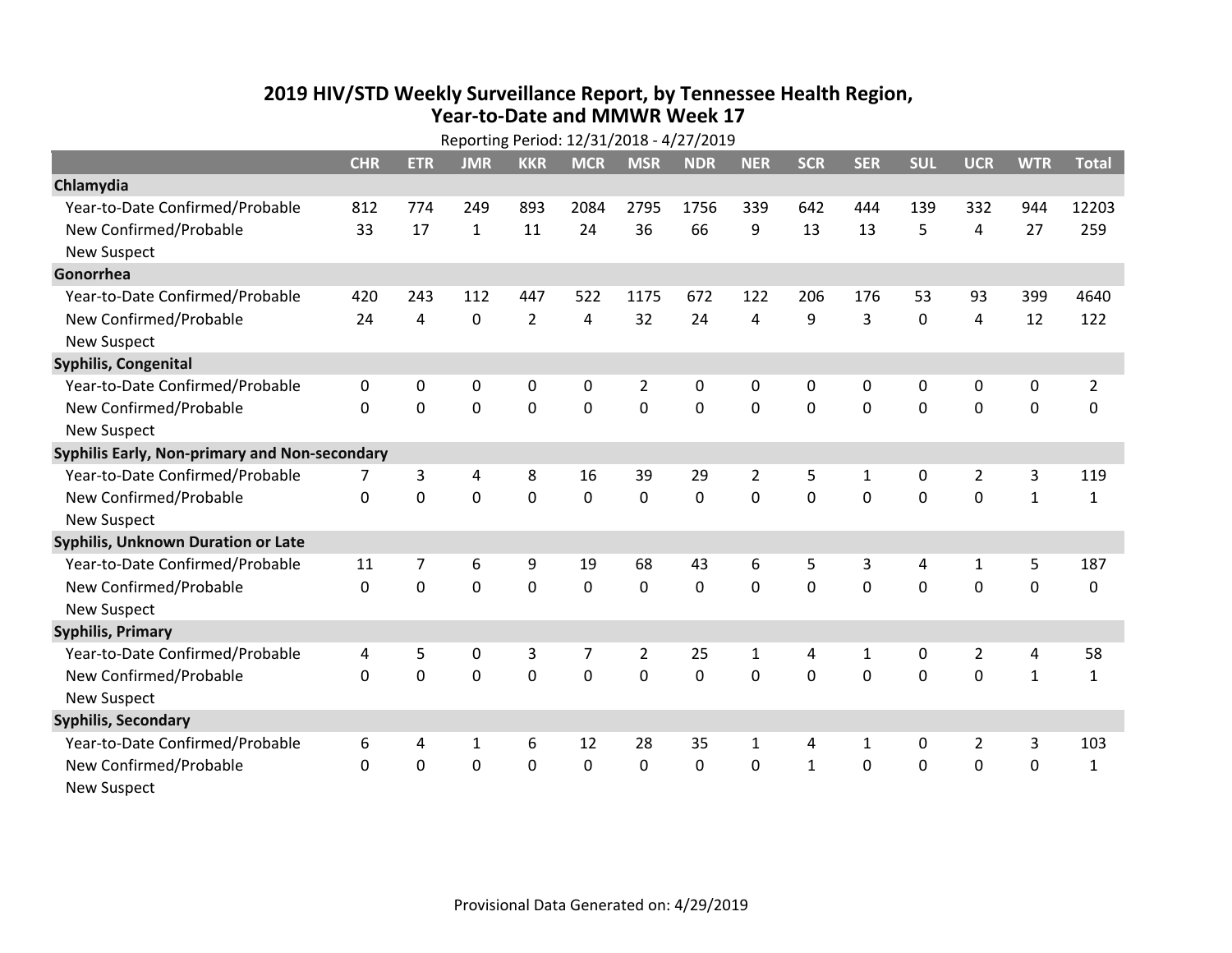# 2019 HIV/STD Weekly Surveillance Report, by Tennessee Health Region, Year-to-Date and MMWR Week 17

Reporting Period: 12/31/2018 - 4/27/2019

| | CHR | ETR | JMR | KKR | MCR | MSR | NDR | NER | SCR | SER | SUL | UCR | WTR | Total |
|---|---|---|---|---|---|---|---|---|---|---|---|---|---|---|
| **Chlamydia** | | | | | | | | | | | | | | |
| Year-to-Date Confirmed/Probable | 812 | 774 | 249 | 893 | 2084 | 2795 | 1756 | 339 | 642 | 444 | 139 | 332 | 944 | 12203 |
| New Confirmed/Probable | 33 | 17 | 1 | 11 | 24 | 36 | 66 | 9 | 13 | 13 | 5 | 4 | 27 | 259 |
| New Suspect | | | | | | | | | | | | | | |
| **Gonorrhea** | | | | | | | | | | | | | | |
| Year-to-Date Confirmed/Probable | 420 | 243 | 112 | 447 | 522 | 1175 | 672 | 122 | 206 | 176 | 53 | 93 | 399 | 4640 |
| New Confirmed/Probable | 24 | 4 | 0 | 2 | 4 | 32 | 24 | 4 | 9 | 3 | 0 | 4 | 12 | 122 |
| New Suspect | | | | | | | | | | | | | | |
| **Syphilis, Congenital** | | | | | | | | | | | | | | |
| Year-to-Date Confirmed/Probable | 0 | 0 | 0 | 0 | 0 | 2 | 0 | 0 | 0 | 0 | 0 | 0 | 0 | 2 |
| New Confirmed/Probable | 0 | 0 | 0 | 0 | 0 | 0 | 0 | 0 | 0 | 0 | 0 | 0 | 0 | 0 |
| New Suspect | | | | | | | | | | | | | | |
| **Syphilis Early, Non-primary and Non-secondary** | | | | | | | | | | | | | | |
| Year-to-Date Confirmed/Probable | 7 | 3 | 4 | 8 | 16 | 39 | 29 | 2 | 5 | 1 | 0 | 2 | 3 | 119 |
| New Confirmed/Probable | 0 | 0 | 0 | 0 | 0 | 0 | 0 | 0 | 0 | 0 | 0 | 0 | 1 | 1 |
| New Suspect | | | | | | | | | | | | | | |
| **Syphilis, Unknown Duration or Late** | | | | | | | | | | | | | | |
| Year-to-Date Confirmed/Probable | 11 | 7 | 6 | 9 | 19 | 68 | 43 | 6 | 5 | 3 | 4 | 1 | 5 | 187 |
| New Confirmed/Probable | 0 | 0 | 0 | 0 | 0 | 0 | 0 | 0 | 0 | 0 | 0 | 0 | 0 | 0 |
| New Suspect | | | | | | | | | | | | | | |
| **Syphilis, Primary** | | | | | | | | | | | | | | |
| Year-to-Date Confirmed/Probable | 4 | 5 | 0 | 3 | 7 | 2 | 25 | 1 | 4 | 1 | 0 | 2 | 4 | 58 |
| New Confirmed/Probable | 0 | 0 | 0 | 0 | 0 | 0 | 0 | 0 | 0 | 0 | 0 | 0 | 1 | 1 |
| New Suspect | | | | | | | | | | | | | | |
| **Syphilis, Secondary** | | | | | | | | | | | | | | |
| Year-to-Date Confirmed/Probable | 6 | 4 | 1 | 6 | 12 | 28 | 35 | 1 | 4 | 1 | 0 | 2 | 3 | 103 |
| New Confirmed/Probable | 0 | 0 | 0 | 0 | 0 | 0 | 0 | 0 | 1 | 0 | 0 | 0 | 0 | 1 |
| New Suspect | | | | | | | | | | | | | | |

Provisional Data Generated on: 4/29/2019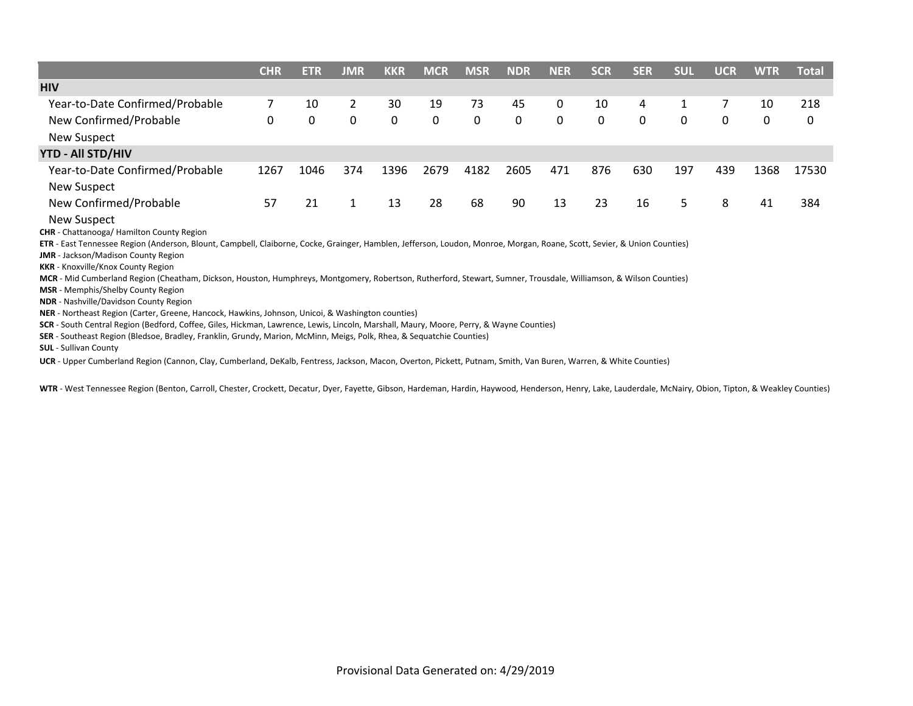| | CHR | ETR | JMR | KKR | MCR | MSR | NDR | NER | SCR | SER | SUL | UCR | WTR | Total |
|---|---|---|---|---|---|---|---|---|---|---|---|---|---|---|
| **HIV** | | | | | | | | | | | | | | |
| Year-to-Date Confirmed/Probable | 7 | 10 | 2 | 30 | 19 | 73 | 45 | 0 | 10 | 4 | 1 | 7 | 10 | 218 |
| New Confirmed/Probable | 0 | 0 | 0 | 0 | 0 | 0 | 0 | 0 | 0 | 0 | 0 | 0 | 0 | 0 |
| New Suspect | | | | | | | | | | | | | | |
| **YTD - All STD/HIV** | | | | | | | | | | | | | | |
| Year-to-Date Confirmed/Probable | 1267 | 1046 | 374 | 1396 | 2679 | 4182 | 2605 | 471 | 876 | 630 | 197 | 439 | 1368 | 17530 |
| New Suspect | | | | | | | | | | | | | | |
| New Confirmed/Probable | 57 | 21 | 1 | 13 | 28 | 68 | 90 | 13 | 23 | 16 | 5 | 8 | 41 | 384 |
| New Suspect | | | | | | | | | | | | | | |

**CHR** - Chattanooga/ Hamilton County Region

**ETR** - East Tennessee Region (Anderson, Blount, Campbell, Claiborne, Cocke, Grainger, Hamblen, Jefferson, Loudon, Monroe, Morgan, Roane, Scott, Sevier, & Union Counties)

**JMR** - Jackson/Madison County Region

**KKR** - Knoxville/Knox County Region

**MCR** - Mid Cumberland Region (Cheatham, Dickson, Houston, Humphreys, Montgomery, Robertson, Rutherford, Stewart, Sumner, Trousdale, Williamson, & Wilson Counties)

**MSR** - Memphis/Shelby County Region

**NDR** - Nashville/Davidson County Region

**NER** - Northeast Region (Carter, Greene, Hancock, Hawkins, Johnson, Unicoi, & Washington counties)

**SCR** - South Central Region (Bedford, Coffee, Giles, Hickman, Lawrence, Lewis, Lincoln, Marshall, Maury, Moore, Perry, & Wayne Counties)

**SER** - Southeast Region (Bledsoe, Bradley, Franklin, Grundy, Marion, McMinn, Meigs, Polk, Rhea, & Sequatchie Counties)

**SUL** - Sullivan County

**UCR** - Upper Cumberland Region (Cannon, Clay, Cumberland, DeKalb, Fentress, Jackson, Macon, Overton, Pickett, Putnam, Smith, Van Buren, Warren, & White Counties)

**WTR** - West Tennessee Region (Benton, Carroll, Chester, Crockett, Decatur, Dyer, Fayette, Gibson, Hardeman, Hardin, Haywood, Henderson, Henry, Lake, Lauderdale, McNairy, Obion, Tipton, & Weakley Counties)

Provisional Data Generated on: 4/29/2019